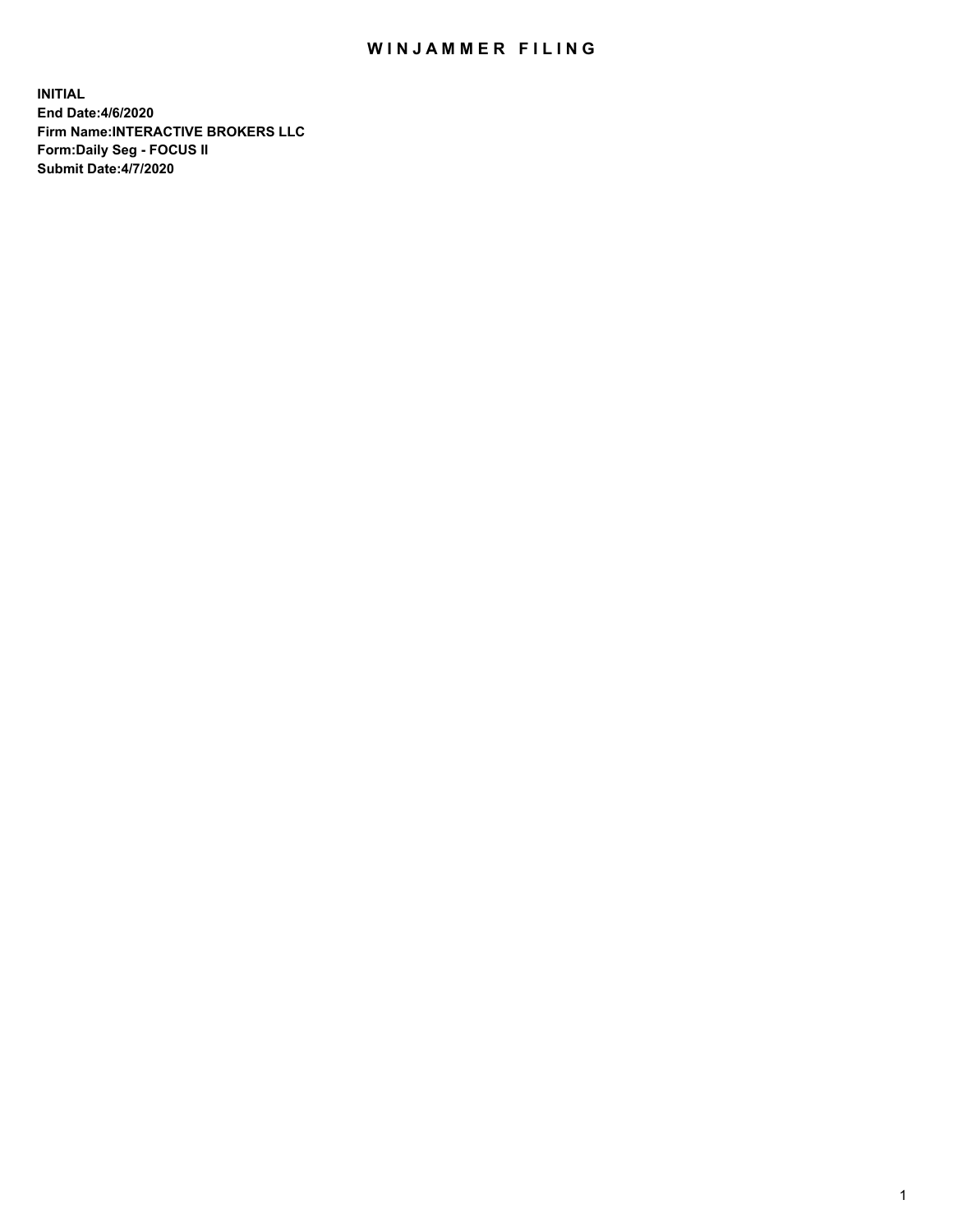# WINJAMMER FILING

**INITIAL**
**End Date:4/6/2020**
**Firm Name:INTERACTIVE BROKERS LLC**
**Form:Daily Seg - FOCUS II**
**Submit Date:4/7/2020**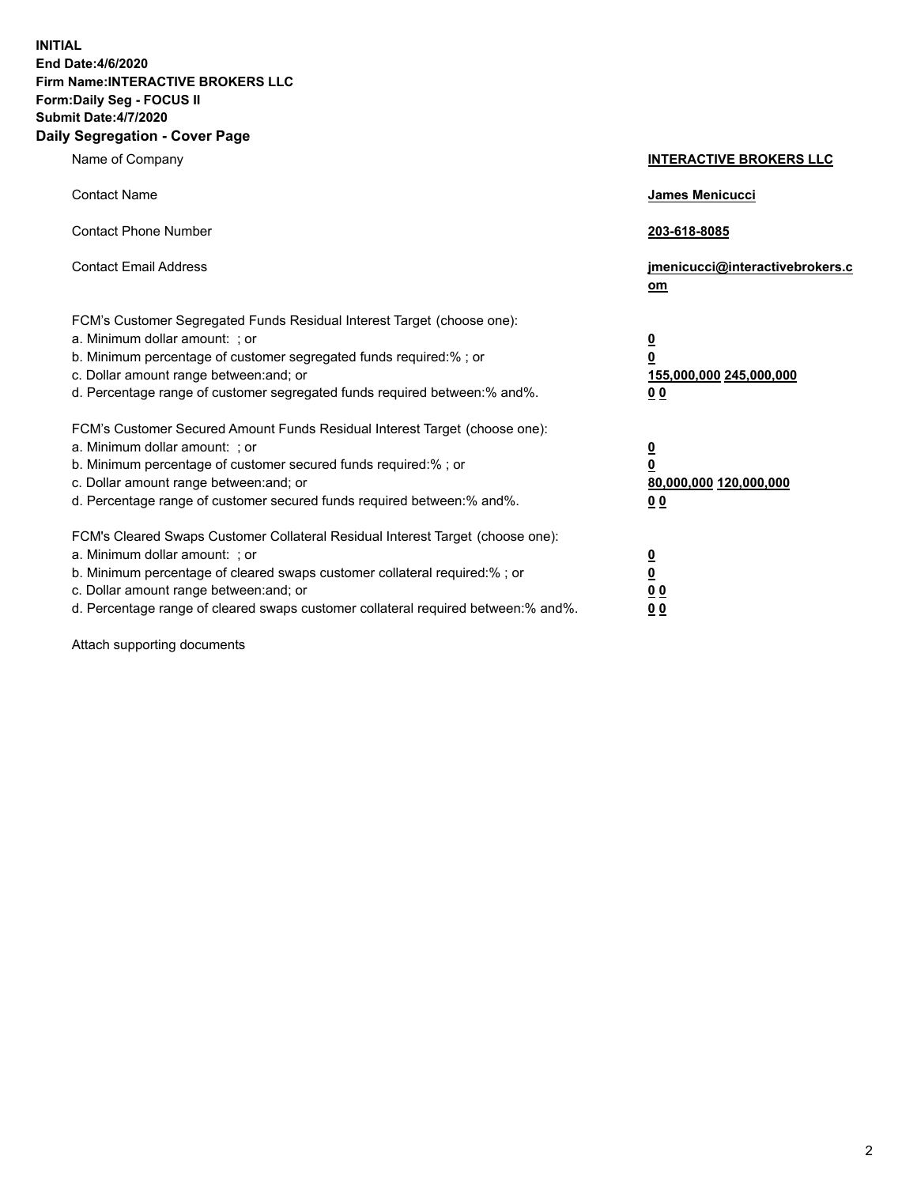**INITIAL**
**End Date:4/6/2020**
**Firm Name:INTERACTIVE BROKERS LLC**
**Form:Daily Seg - FOCUS II**
**Submit Date:4/7/2020**

## Daily Segregation - Cover Page

| | |
|---|---|
| Name of Company | **INTERACTIVE BROKERS LLC** |
| Contact Name | **James Menicucci** |
| Contact Phone Number | **203-618-8085** |
| Contact Email Address | **jmenicucci@interactivebrokers.com** |
| FCM's Customer Segregated Funds Residual Interest Target (choose one): | |
| a. Minimum dollar amount: ; or | **0** |
| b. Minimum percentage of customer segregated funds required:% ; or | **0** |
| c. Dollar amount range between:and; or | **155,000,000 245,000,000** |
| d. Percentage range of customer segregated funds required between:% and%. | **0 0** |
| FCM's Customer Secured Amount Funds Residual Interest Target (choose one): | |
| a. Minimum dollar amount: ; or | **0** |
| b. Minimum percentage of customer secured funds required:% ; or | **0** |
| c. Dollar amount range between:and; or | **80,000,000 120,000,000** |
| d. Percentage range of customer secured funds required between:% and%. | **0 0** |
| FCM's Cleared Swaps Customer Collateral Residual Interest Target (choose one): | |
| a. Minimum dollar amount: ; or | **0** |
| b. Minimum percentage of cleared swaps customer collateral required:% ; or | **0** |
| c. Dollar amount range between:and; or | **0 0** |
| d. Percentage range of cleared swaps customer collateral required between:% and%. | **0 0** |

Attach supporting documents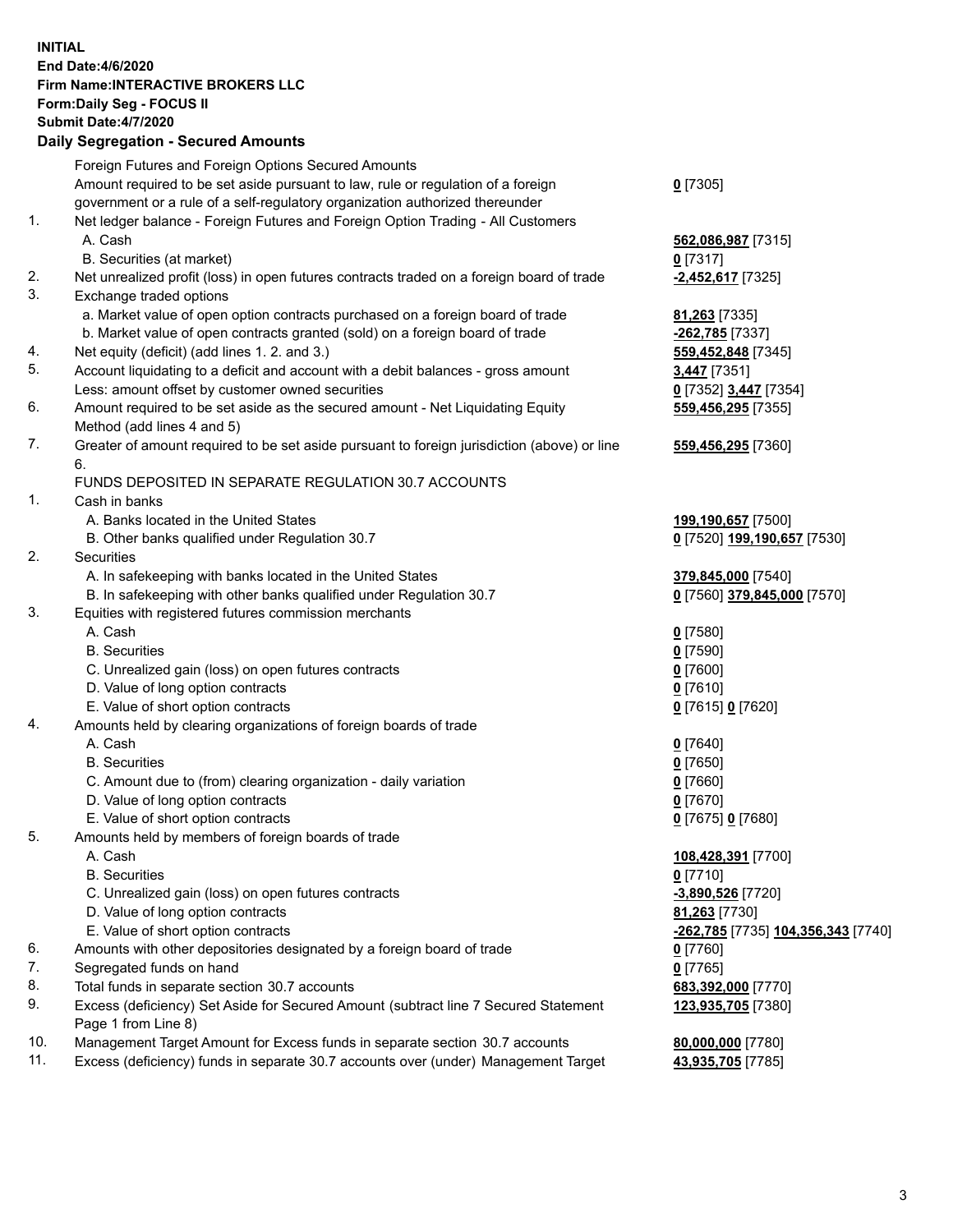**INITIAL**
**End Date:4/6/2020**
**Firm Name:INTERACTIVE BROKERS LLC**
**Form:Daily Seg - FOCUS II**
**Submit Date:4/7/2020**

## Daily Segregation - Secured Amounts

| | | |
|---|---|---|
| | Foreign Futures and Foreign Options Secured Amounts | |
| | Amount required to be set aside pursuant to law, rule or regulation of a foreign government or a rule of a self-regulatory organization authorized thereunder | **0** [7305] |
| 1. | Net ledger balance - Foreign Futures and Foreign Option Trading - All Customers | |
| | A. Cash | **562,086,987** [7315] |
| | B. Securities (at market) | **0** [7317] |
| 2. | Net unrealized profit (loss) in open futures contracts traded on a foreign board of trade | **-2,452,617** [7325] |
| 3. | Exchange traded options | |
| | a. Market value of open option contracts purchased on a foreign board of trade | **81,263** [7335] |
| | b. Market value of open contracts granted (sold) on a foreign board of trade | **-262,785** [7337] |
| 4. | Net equity (deficit) (add lines 1. 2. and 3.) | **559,452,848** [7345] |
| 5. | Account liquidating to a deficit and account with a debit balances - gross amount | **3,447** [7351] |
| | Less: amount offset by customer owned securities | **0** [7352] **3,447** [7354] |
| 6. | Amount required to be set aside as the secured amount - Net Liquidating Equity Method (add lines 4 and 5) | **559,456,295** [7355] |
| 7. | Greater of amount required to be set aside pursuant to foreign jurisdiction (above) or line 6. | **559,456,295** [7360] |
| | FUNDS DEPOSITED IN SEPARATE REGULATION 30.7 ACCOUNTS | |
| 1. | Cash in banks | |
| | A. Banks located in the United States | **199,190,657** [7500] |
| | B. Other banks qualified under Regulation 30.7 | **0** [7520] **199,190,657** [7530] |
| 2. | Securities | |
| | A. In safekeeping with banks located in the United States | **379,845,000** [7540] |
| | B. In safekeeping with other banks qualified under Regulation 30.7 | **0** [7560] **379,845,000** [7570] |
| 3. | Equities with registered futures commission merchants | |
| | A. Cash | **0** [7580] |
| | B. Securities | **0** [7590] |
| | C. Unrealized gain (loss) on open futures contracts | **0** [7600] |
| | D. Value of long option contracts | **0** [7610] |
| | E. Value of short option contracts | **0** [7615] **0** [7620] |
| 4. | Amounts held by clearing organizations of foreign boards of trade | |
| | A. Cash | **0** [7640] |
| | B. Securities | **0** [7650] |
| | C. Amount due to (from) clearing organization - daily variation | **0** [7660] |
| | D. Value of long option contracts | **0** [7670] |
| | E. Value of short option contracts | **0** [7675] **0** [7680] |
| 5. | Amounts held by members of foreign boards of trade | |
| | A. Cash | **108,428,391** [7700] |
| | B. Securities | **0** [7710] |
| | C. Unrealized gain (loss) on open futures contracts | **-3,890,526** [7720] |
| | D. Value of long option contracts | **81,263** [7730] |
| | E. Value of short option contracts | **-262,785** [7735] **104,356,343** [7740] |
| 6. | Amounts with other depositories designated by a foreign board of trade | **0** [7760] |
| 7. | Segregated funds on hand | **0** [7765] |
| 8. | Total funds in separate section 30.7 accounts | **683,392,000** [7770] |
| 9. | Excess (deficiency) Set Aside for Secured Amount (subtract line 7 Secured Statement Page 1 from Line 8) | **123,935,705** [7380] |
| 10. | Management Target Amount for Excess funds in separate section 30.7 accounts | **80,000,000** [7780] |
| 11. | Excess (deficiency) funds in separate 30.7 accounts over (under) Management Target | **43,935,705** [7785] |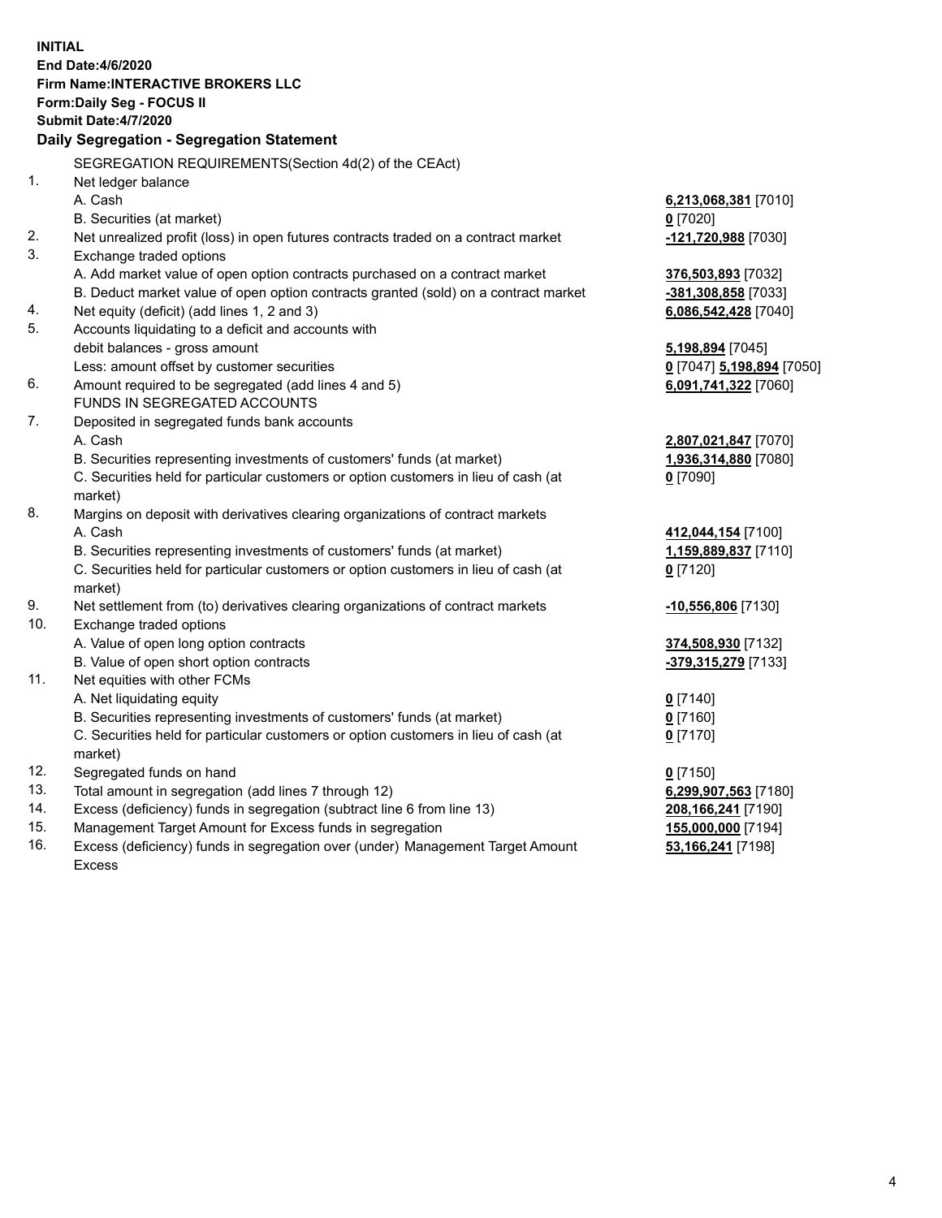**INITIAL**
**End Date:4/6/2020**
**Firm Name:INTERACTIVE BROKERS LLC**
**Form:Daily Seg - FOCUS II**
**Submit Date:4/7/2020**

## Daily Segregation - Segregation Statement

SEGREGATION REQUIREMENTS(Section 4d(2) of the CEAct)

| | | |
|---|---|---|
| 1. | Net ledger balance | |
| | A. Cash | 6,213,068,381 [7010] |
| | B. Securities (at market) | 0 [7020] |
| 2. | Net unrealized profit (loss) in open futures contracts traded on a contract market | -121,720,988 [7030] |
| 3. | Exchange traded options | |
| | A. Add market value of open option contracts purchased on a contract market | 376,503,893 [7032] |
| | B. Deduct market value of open option contracts granted (sold) on a contract market | -381,308,858 [7033] |
| 4. | Net equity (deficit) (add lines 1, 2 and 3) | 6,086,542,428 [7040] |
| 5. | Accounts liquidating to a deficit and accounts with debit balances - gross amount | 5,198,894 [7045] |
| | Less: amount offset by customer securities | 0 [7047] 5,198,894 [7050] |
| 6. | Amount required to be segregated (add lines 4 and 5) | 6,091,741,322 [7060] |
| | FUNDS IN SEGREGATED ACCOUNTS | |
| 7. | Deposited in segregated funds bank accounts | |
| | A. Cash | 2,807,021,847 [7070] |
| | B. Securities representing investments of customers' funds (at market) | 1,936,314,880 [7080] |
| | C. Securities held for particular customers or option customers in lieu of cash (at market) | 0 [7090] |
| 8. | Margins on deposit with derivatives clearing organizations of contract markets | |
| | A. Cash | 412,044,154 [7100] |
| | B. Securities representing investments of customers' funds (at market) | 1,159,889,837 [7110] |
| | C. Securities held for particular customers or option customers in lieu of cash (at market) | 0 [7120] |
| 9. | Net settlement from (to) derivatives clearing organizations of contract markets | -10,556,806 [7130] |
| 10. | Exchange traded options | |
| | A. Value of open long option contracts | 374,508,930 [7132] |
| | B. Value of open short option contracts | -379,315,279 [7133] |
| 11. | Net equities with other FCMs | |
| | A. Net liquidating equity | 0 [7140] |
| | B. Securities representing investments of customers' funds (at market) | 0 [7160] |
| | C. Securities held for particular customers or option customers in lieu of cash (at market) | 0 [7170] |
| 12. | Segregated funds on hand | 0 [7150] |
| 13. | Total amount in segregation (add lines 7 through 12) | 6,299,907,563 [7180] |
| 14. | Excess (deficiency) funds in segregation (subtract line 6 from line 13) | 208,166,241 [7190] |
| 15. | Management Target Amount for Excess funds in segregation | 155,000,000 [7194] |
| 16. | Excess (deficiency) funds in segregation over (under) Management Target Amount Excess | 53,166,241 [7198] |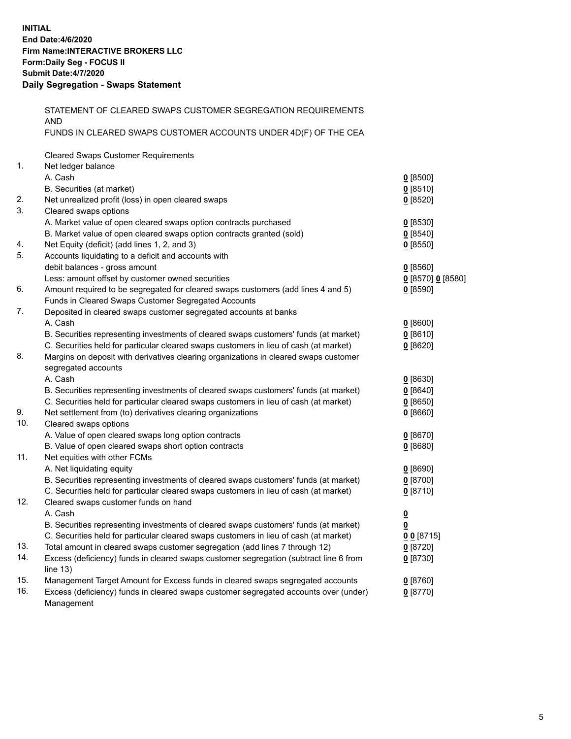**INITIAL**
**End Date:4/6/2020**
**Firm Name:INTERACTIVE BROKERS LLC**
**Form:Daily Seg - FOCUS II**
**Submit Date:4/7/2020**
**Daily Segregation - Swaps Statement**

STATEMENT OF CLEARED SWAPS CUSTOMER SEGREGATION REQUIREMENTS AND FUNDS IN CLEARED SWAPS CUSTOMER ACCOUNTS UNDER 4D(F) OF THE CEA

| | | |
|---|---|---|
| | Cleared Swaps Customer Requirements | |
| 1. | Net ledger balance | |
| | A. Cash | 0 [8500] |
| | B. Securities (at market) | 0 [8510] |
| 2. | Net unrealized profit (loss) in open cleared swaps | 0 [8520] |
| 3. | Cleared swaps options | |
| | A. Market value of open cleared swaps option contracts purchased | 0 [8530] |
| | B. Market value of open cleared swaps option contracts granted (sold) | 0 [8540] |
| 4. | Net Equity (deficit) (add lines 1, 2, and 3) | 0 [8550] |
| 5. | Accounts liquidating to a deficit and accounts with debit balances - gross amount | 0 [8560] |
| | Less: amount offset by customer owned securities | 0 [8570] 0 [8580] |
| 6. | Amount required to be segregated for cleared swaps customers (add lines 4 and 5) | 0 [8590] |
| | Funds in Cleared Swaps Customer Segregated Accounts | |
| 7. | Deposited in cleared swaps customer segregated accounts at banks | |
| | A. Cash | 0 [8600] |
| | B. Securities representing investments of cleared swaps customers' funds (at market) | 0 [8610] |
| | C. Securities held for particular cleared swaps customers in lieu of cash (at market) | 0 [8620] |
| 8. | Margins on deposit with derivatives clearing organizations in cleared swaps customer segregated accounts | |
| | A. Cash | 0 [8630] |
| | B. Securities representing investments of cleared swaps customers' funds (at market) | 0 [8640] |
| | C. Securities held for particular cleared swaps customers in lieu of cash (at market) | 0 [8650] |
| 9. | Net settlement from (to) derivatives clearing organizations | 0 [8660] |
| 10. | Cleared swaps options | |
| | A. Value of open cleared swaps long option contracts | 0 [8670] |
| | B. Value of open cleared swaps short option contracts | 0 [8680] |
| 11. | Net equities with other FCMs | |
| | A. Net liquidating equity | 0 [8690] |
| | B. Securities representing investments of cleared swaps customers' funds (at market) | 0 [8700] |
| | C. Securities held for particular cleared swaps customers in lieu of cash (at market) | 0 [8710] |
| 12. | Cleared swaps customer funds on hand | |
| | A. Cash | 0 |
| | B. Securities representing investments of cleared swaps customers' funds (at market) | 0 |
| | C. Securities held for particular cleared swaps customers in lieu of cash (at market) | 0 0 [8715] |
| 13. | Total amount in cleared swaps customer segregation (add lines 7 through 12) | 0 [8720] |
| 14. | Excess (deficiency) funds in cleared swaps customer segregation (subtract line 6 from line 13) | 0 [8730] |
| 15. | Management Target Amount for Excess funds in cleared swaps segregated accounts | 0 [8760] |
| 16. | Excess (deficiency) funds in cleared swaps customer segregated accounts over (under) Management | 0 [8770] |